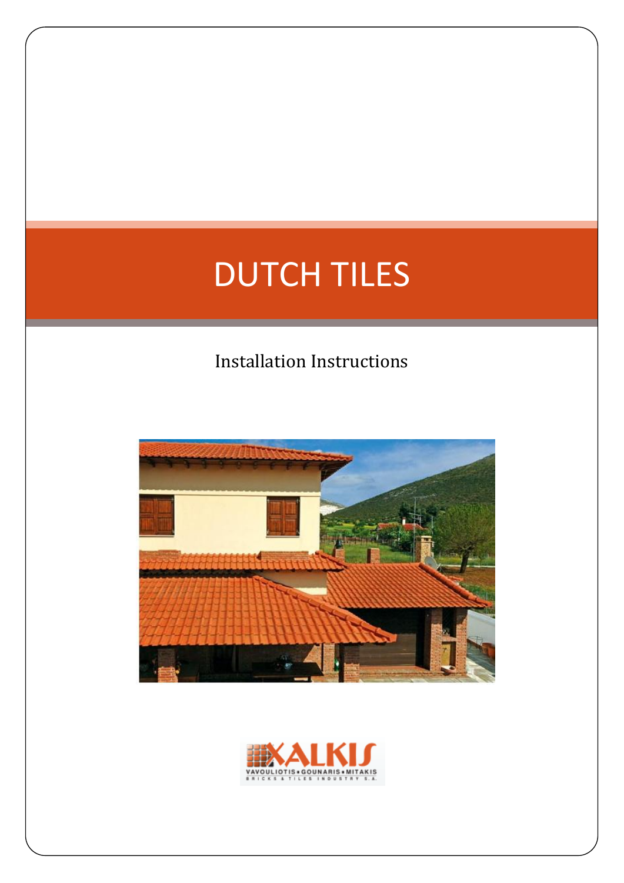# DUTCH TILES

Installation Instructions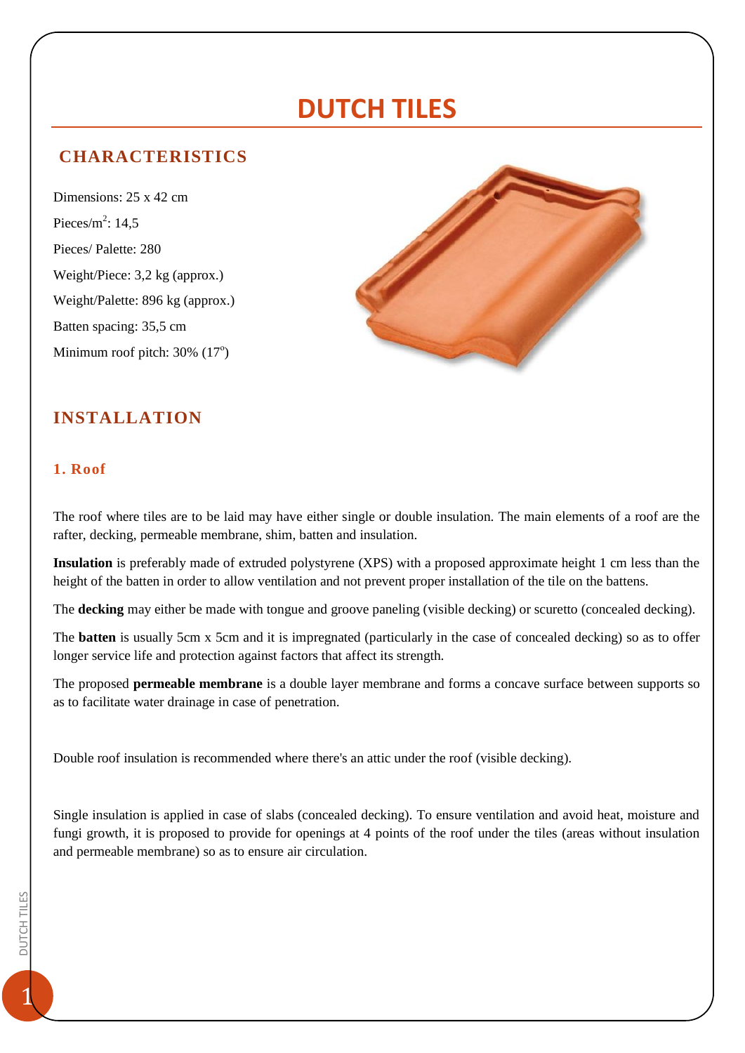# DUTCH TILES

## CHARACTERISTICS

Dimensions: 25 x 42 cm

Pieces/$m^2$: 14,5

Pieces/ Palette: 280

Weight/Piece: 3,2 kg (approx.)

Weight/Palette: 896 kg (approx.)

Batten spacing: 35,5 cm

Minimum roof pitch: 30% ($17^o$)

## INSTALLATION

### 1. Roof

The roof where tiles are to be laid may have either single or double insulation. The main elements of a roof are the rafter, decking, permeable membrane, shim, batten and insulation.

**Insulation** is preferably made of extruded polystyrene (XPS) with a proposed approximate height 1 cm less than the height of the batten in order to allow ventilation and not prevent proper installation of the tile on the battens.

The **decking** may either be made with tongue and groove paneling (visible decking) or scuretto (concealed decking).

The **batten** is usually 5cm x 5cm and it is impregnated (particularly in the case of concealed decking) so as to offer longer service life and protection against factors that affect its strength.

The proposed **permeable membrane** is a double layer membrane and forms a concave surface between supports so as to facilitate water drainage in case of penetration.

Double roof insulation is recommended where there's an attic under the roof (visible decking).

Single insulation is applied in case of slabs (concealed decking). To ensure ventilation and avoid heat, moisture and fungi growth, it is proposed to provide for openings at 4 points of the roof under the tiles (areas without insulation and permeable membrane) so as to ensure air circulation.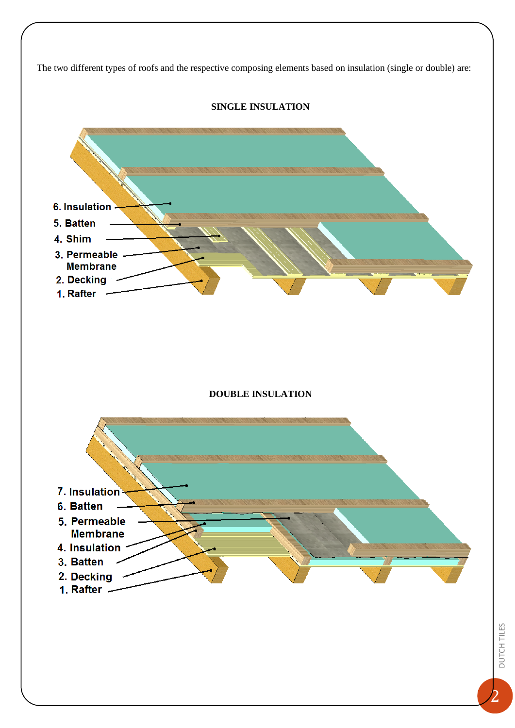The two different types of roofs and the respective composing elements based on insulation (single or double) are:

### SINGLE INSULATION

6. Insulation
5. Batten
4. Shim
3. Permeable Membrane
2. Decking
1. Rafter

### DOUBLE INSULATION

7. Insulation
6. Batten
5. Permeable Membrane
4. Insulation
3. Batten
2. Decking
1. Rafter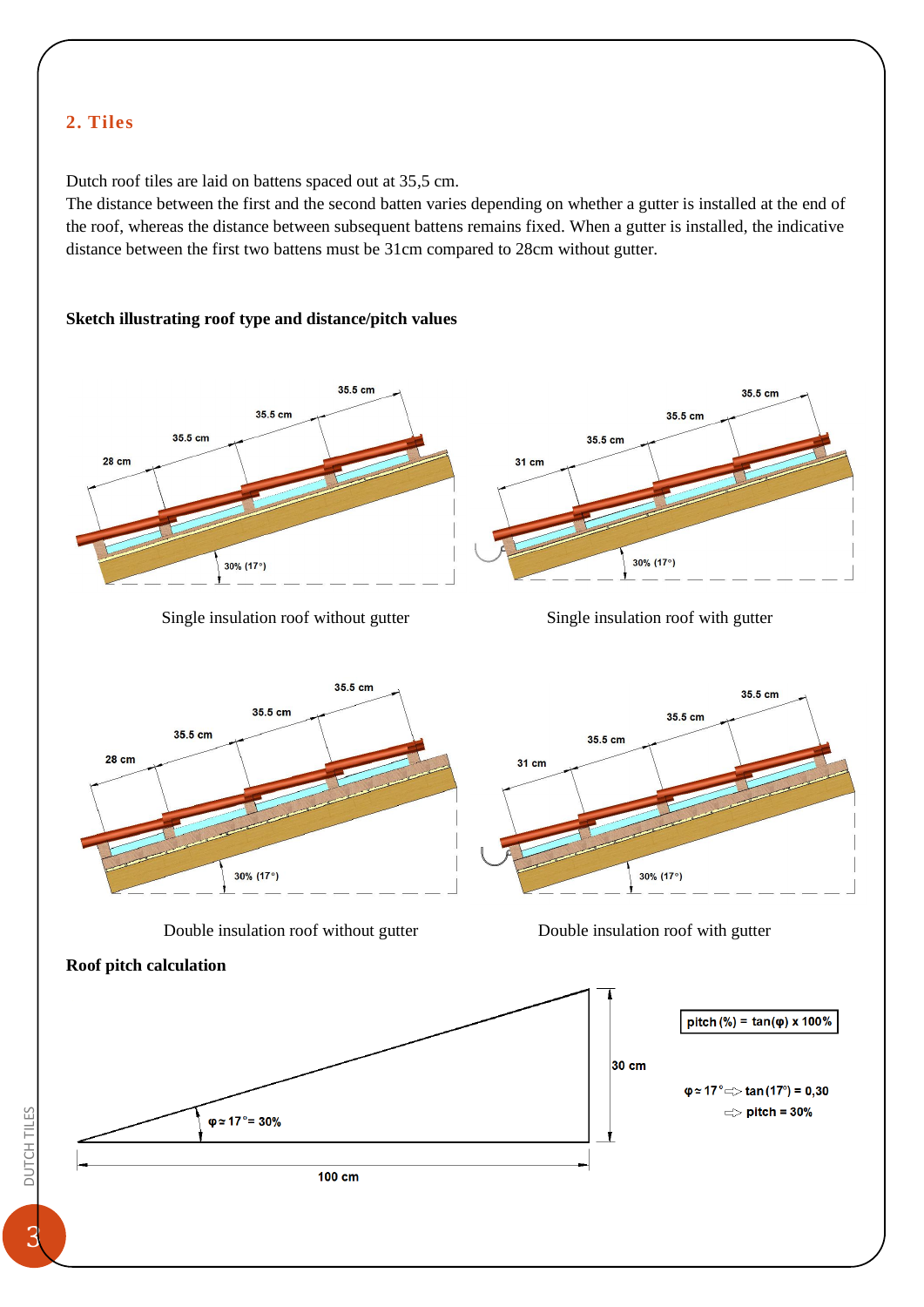## 2. Tiles

Dutch roof tiles are laid on battens spaced out at 35,5 cm.
The distance between the first and the second batten varies depending on whether a gutter is installed at the end of the roof, whereas the distance between subsequent battens remains fixed. When a gutter is installed, the indicative distance between the first two battens must be 31cm compared to 28cm without gutter.

**Sketch illustrating roof type and distance/pitch values**

Single insulation roof without gutter

Single insulation roof with gutter

Double insulation roof without gutter

Double insulation roof with gutter

**Roof pitch calculation**

$\varphi \approx 17° = 30\%$

30 cm

100 cm

$\text{pitch}(\%) = \tan(\varphi) \times 100\%$

$\varphi \approx 17° \Rightarrow \tan(17°) = 0{,}30$

$\Rightarrow \text{pitch} = 30\%$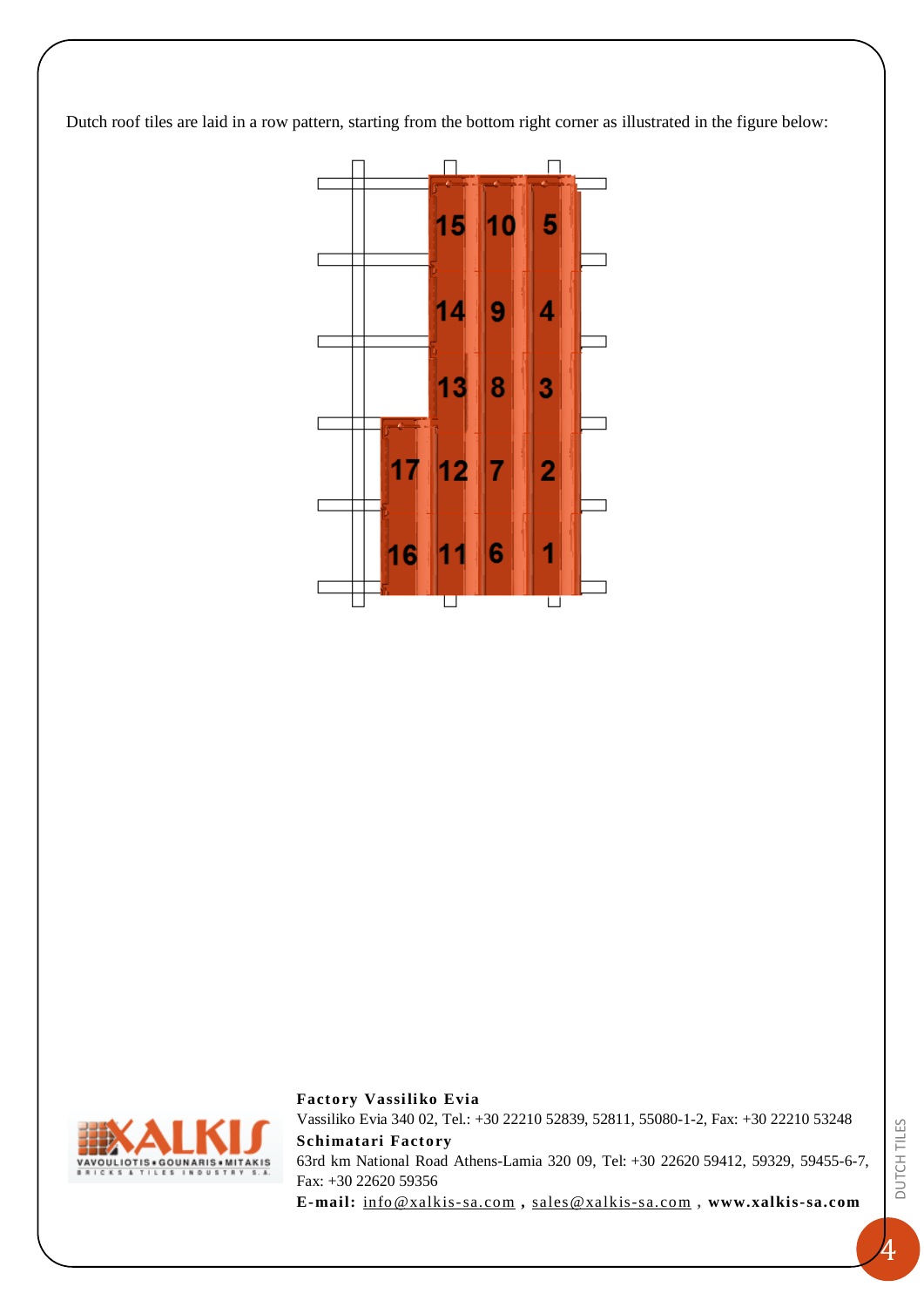Dutch roof tiles are laid in a row pattern, starting from the bottom right corner as illustrated in the figure below:

15 10 5

14 9 4

13 8 3

17 12 7 2

16 11 6 1

**Factory Vassiliko Evia**

Vassiliko Evia 340 02, Tel.: +30 22210 52839, 52811, 55080-1-2, Fax: +30 22210 53248

**Schimatari Factory**

63rd km National Road Athens-Lamia 320 09, Tel: +30 22620 59412, 59329, 59455-6-7, Fax: +30 22620 59356

**E-mail:** info@xalkis-sa.com **,** sales@xalkis-sa.com , **www.xalkis-sa.com**